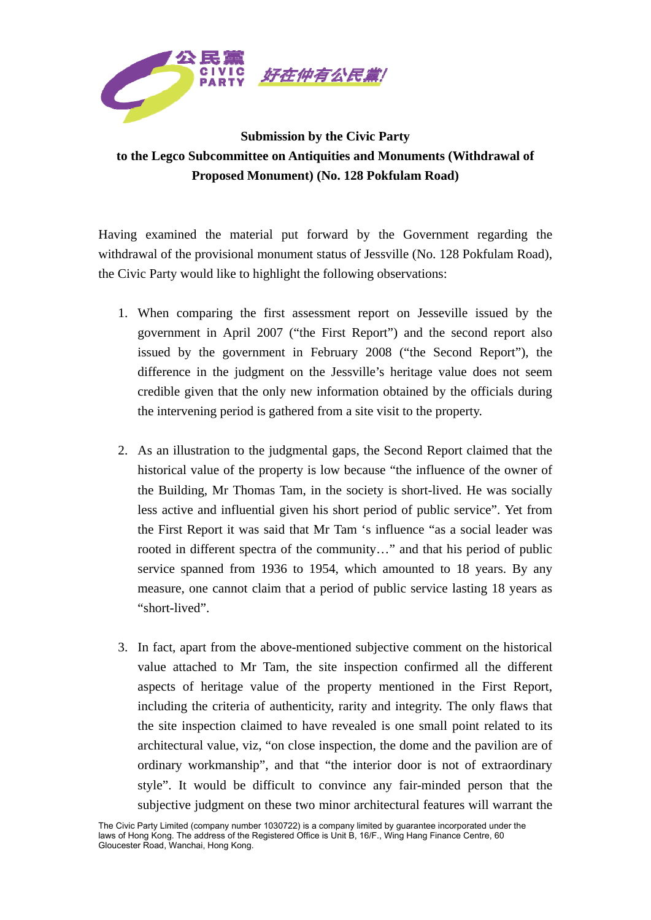公民黨 CIVIC PARTY 好在仲有公民黨!

**Submission by the Civic Party**
**to the Legco Subcommittee on Antiquities and Monuments (Withdrawal of Proposed Monument) (No. 128 Pokfulam Road)**

Having examined the material put forward by the Government regarding the withdrawal of the provisional monument status of Jessville (No. 128 Pokfulam Road), the Civic Party would like to highlight the following observations:

1. When comparing the first assessment report on Jesseville issued by the government in April 2007 ("the First Report") and the second report also issued by the government in February 2008 ("the Second Report"), the difference in the judgment on the Jessville's heritage value does not seem credible given that the only new information obtained by the officials during the intervening period is gathered from a site visit to the property.

2. As an illustration to the judgmental gaps, the Second Report claimed that the historical value of the property is low because "the influence of the owner of the Building, Mr Thomas Tam, in the society is short-lived. He was socially less active and influential given his short period of public service". Yet from the First Report it was said that Mr Tam 's influence "as a social leader was rooted in different spectra of the community…" and that his period of public service spanned from 1936 to 1954, which amounted to 18 years. By any measure, one cannot claim that a period of public service lasting 18 years as "short-lived".

3. In fact, apart from the above-mentioned subjective comment on the historical value attached to Mr Tam, the site inspection confirmed all the different aspects of heritage value of the property mentioned in the First Report, including the criteria of authenticity, rarity and integrity. The only flaws that the site inspection claimed to have revealed is one small point related to its architectural value, viz, "on close inspection, the dome and the pavilion are of ordinary workmanship", and that "the interior door is not of extraordinary style". It would be difficult to convince any fair-minded person that the subjective judgment on these two minor architectural features will warrant the

The Civic Party Limited (company number 1030722) is a company limited by guarantee incorporated under the laws of Hong Kong. The address of the Registered Office is Unit B, 16/F., Wing Hang Finance Centre, 60 Gloucester Road, Wanchai, Hong Kong.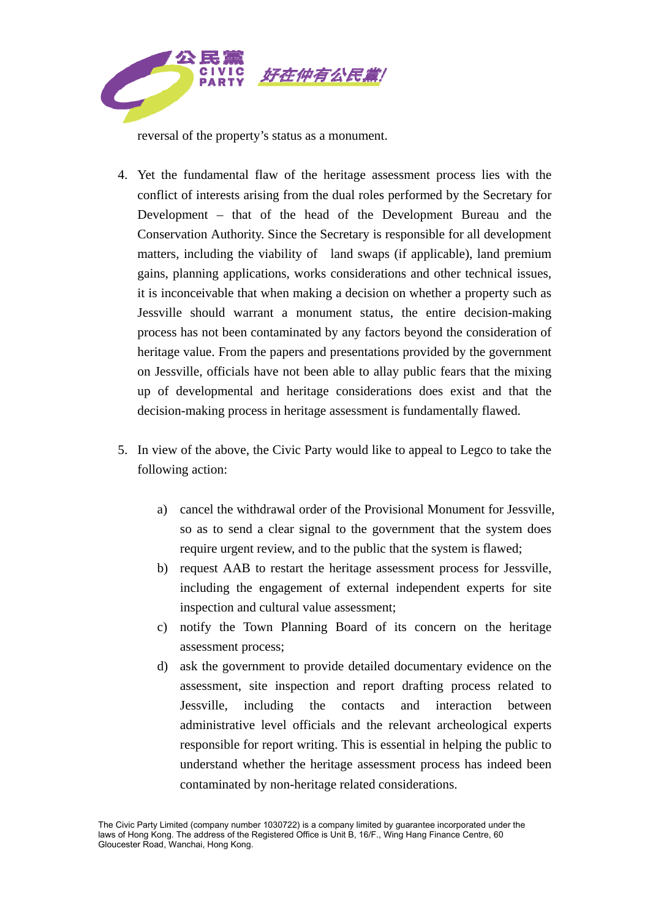reversal of the property's status as a monument.

4. Yet the fundamental flaw of the heritage assessment process lies with the conflict of interests arising from the dual roles performed by the Secretary for Development – that of the head of the Development Bureau and the Conservation Authority. Since the Secretary is responsible for all development matters, including the viability of land swaps (if applicable), land premium gains, planning applications, works considerations and other technical issues, it is inconceivable that when making a decision on whether a property such as Jessville should warrant a monument status, the entire decision-making process has not been contaminated by any factors beyond the consideration of heritage value. From the papers and presentations provided by the government on Jessville, officials have not been able to allay public fears that the mixing up of developmental and heritage considerations does exist and that the decision-making process in heritage assessment is fundamentally flawed.

5. In view of the above, the Civic Party would like to appeal to Legco to take the following action:

   a) cancel the withdrawal order of the Provisional Monument for Jessville, so as to send a clear signal to the government that the system does require urgent review, and to the public that the system is flawed;
   b) request AAB to restart the heritage assessment process for Jessville, including the engagement of external independent experts for site inspection and cultural value assessment;
   c) notify the Town Planning Board of its concern on the heritage assessment process;
   d) ask the government to provide detailed documentary evidence on the assessment, site inspection and report drafting process related to Jessville, including the contacts and interaction between administrative level officials and the relevant archeological experts responsible for report writing. This is essential in helping the public to understand whether the heritage assessment process has indeed been contaminated by non-heritage related considerations.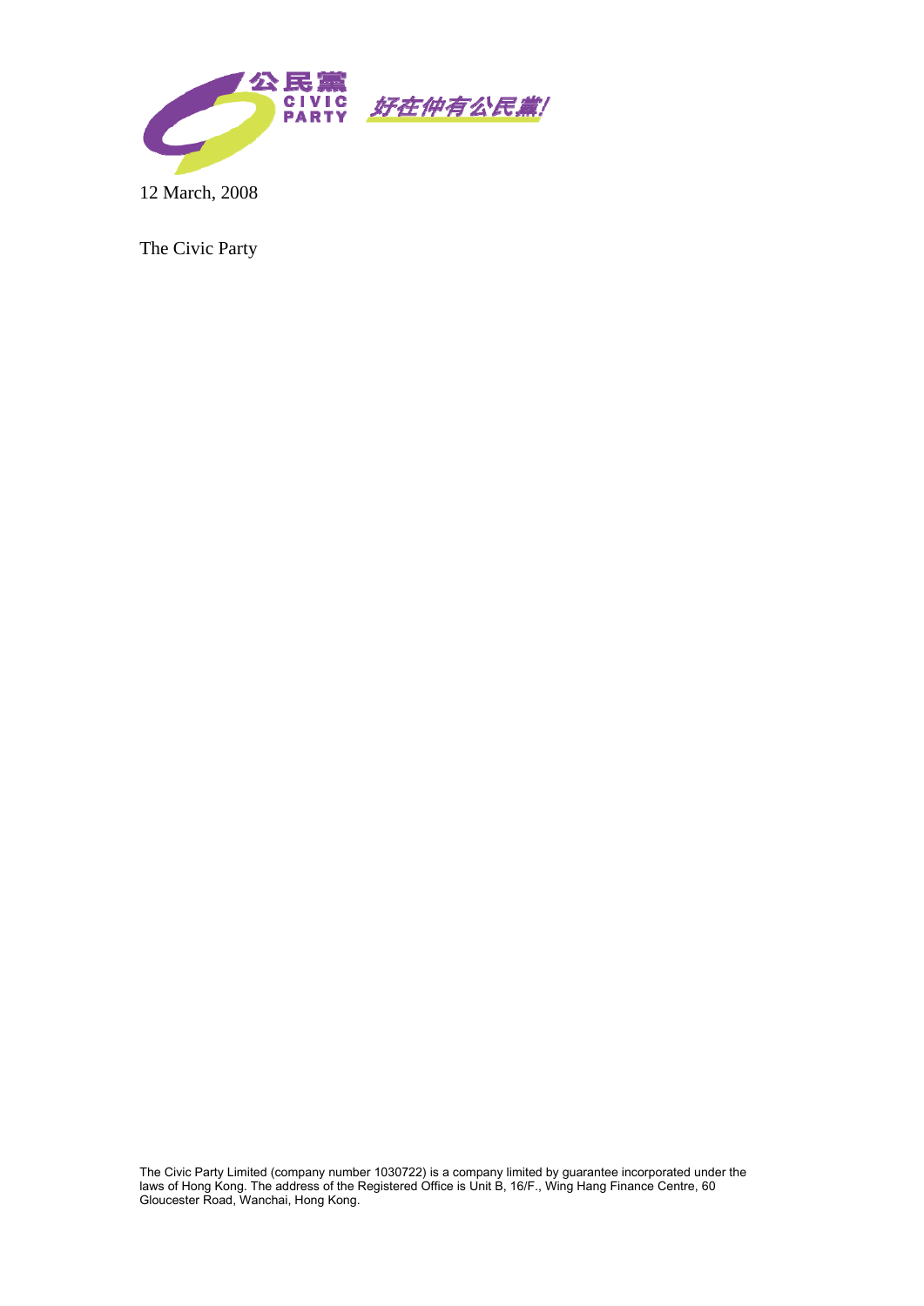公民黨
CIVIC
PARTY

好在仲有公民黨!

12 March, 2008

The Civic Party

The Civic Party Limited (company number 1030722) is a company limited by guarantee incorporated under the laws of Hong Kong. The address of the Registered Office is Unit B, 16/F., Wing Hang Finance Centre, 60 Gloucester Road, Wanchai, Hong Kong.